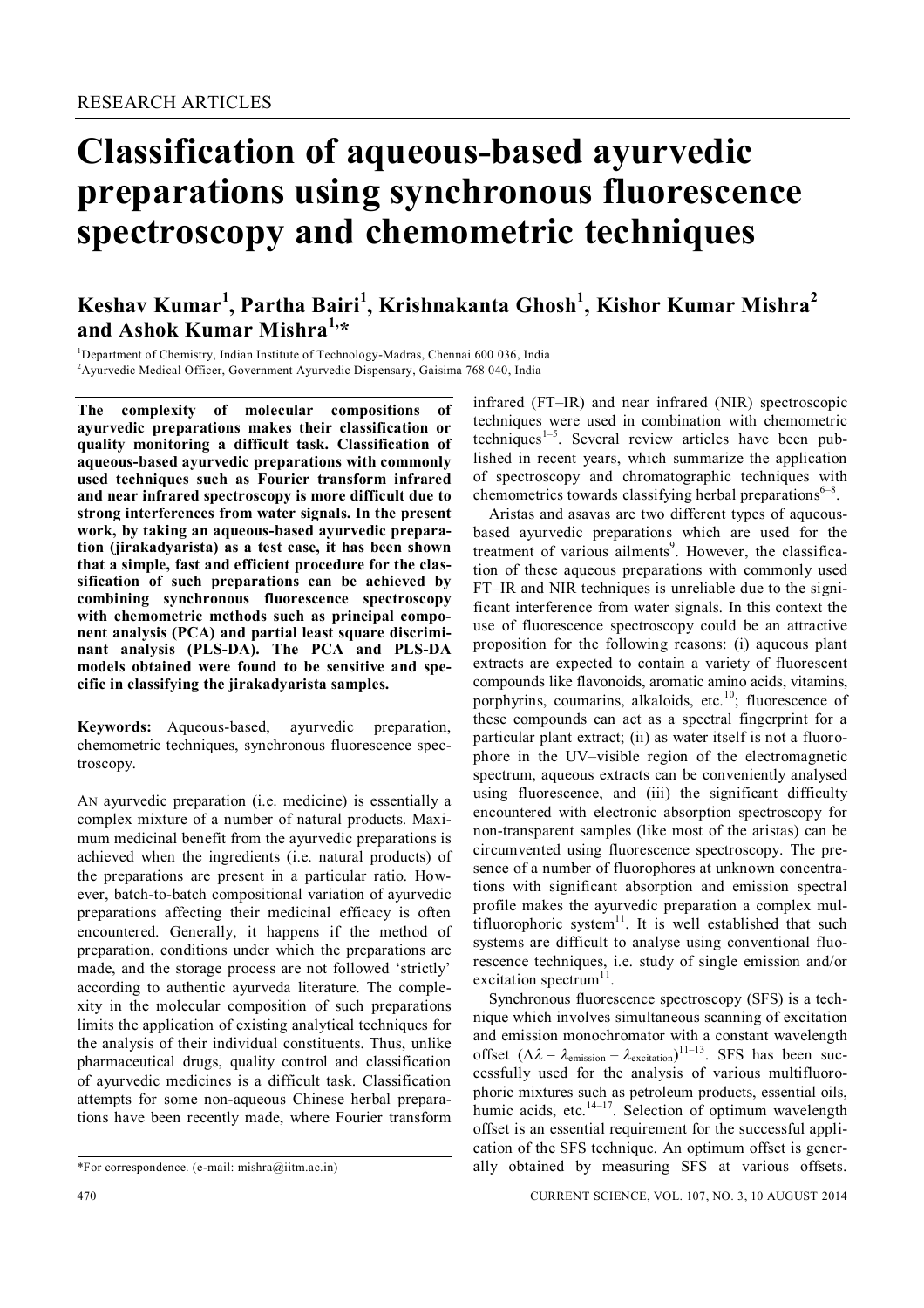RESEARCH ARTICLES

# Classification of aqueous-based ayurvedic preparations using synchronous fluorescence spectroscopy and chemometric techniques

**Keshav Kumar[1], Partha Bairi[1], Krishnakanta Ghosh[1], Kishor Kumar Mishra[2] and Ashok Kumar Mishra[1,*]**

[1]Department of Chemistry, Indian Institute of Technology-Madras, Chennai 600 036, India
[2]Ayurvedic Medical Officer, Government Ayurvedic Dispensary, Gaisima 768 040, India

**The complexity of molecular compositions of ayurvedic preparations makes their classification or quality monitoring a difficult task. Classification of aqueous-based ayurvedic preparations with commonly used techniques such as Fourier transform infrared and near infrared spectroscopy is more difficult due to strong interferences from water signals. In the present work, by taking an aqueous-based ayurvedic preparation (jirakadyarista) as a test case, it has been shown that a simple, fast and efficient procedure for the classification of such preparations can be achieved by combining synchronous fluorescence spectroscopy with chemometric methods such as principal component analysis (PCA) and partial least square discriminant analysis (PLS-DA). The PCA and PLS-DA models obtained were found to be sensitive and specific in classifying the jirakadyarista samples.**

**Keywords:** Aqueous-based, ayurvedic preparation, chemometric techniques, synchronous fluorescence spectroscopy.

AN ayurvedic preparation (i.e. medicine) is essentially a complex mixture of a number of natural products. Maximum medicinal benefit from the ayurvedic preparations is achieved when the ingredients (i.e. natural products) of the preparations are present in a particular ratio. However, batch-to-batch compositional variation of ayurvedic preparations affecting their medicinal efficacy is often encountered. Generally, it happens if the method of preparation, conditions under which the preparations are made, and the storage process are not followed 'strictly' according to authentic ayurveda literature. The complexity in the molecular composition of such preparations limits the application of existing analytical techniques for the analysis of their individual constituents. Thus, unlike pharmaceutical drugs, quality control and classification of ayurvedic medicines is a difficult task. Classification attempts for some non-aqueous Chinese herbal preparations have been recently made, where Fourier transform infrared (FT–IR) and near infrared (NIR) spectroscopic techniques were used in combination with chemometric techniques[1–5]. Several review articles have been published in recent years, which summarize the application of spectroscopy and chromatographic techniques with chemometrics towards classifying herbal preparations[6–8].

Aristas and asavas are two different types of aqueous-based ayurvedic preparations which are used for the treatment of various ailments[9]. However, the classification of these aqueous preparations with commonly used FT–IR and NIR techniques is unreliable due to the significant interference from water signals. In this context the use of fluorescence spectroscopy could be an attractive proposition for the following reasons: (i) aqueous plant extracts are expected to contain a variety of fluorescent compounds like flavonoids, aromatic amino acids, vitamins, porphyrins, coumarins, alkaloids, etc.[10]; fluorescence of these compounds can act as a spectral fingerprint for a particular plant extract; (ii) as water itself is not a fluorophore in the UV–visible region of the electromagnetic spectrum, aqueous extracts can be conveniently analysed using fluorescence, and (iii) the significant difficulty encountered with electronic absorption spectroscopy for non-transparent samples (like most of the aristas) can be circumvented using fluorescence spectroscopy. The presence of a number of fluorophores at unknown concentrations with significant absorption and emission spectral profile makes the ayurvedic preparation a complex multifluorophoric system[11]. It is well established that such systems are difficult to analyse using conventional fluorescence techniques, i.e. study of single emission and/or excitation spectrum[11].

Synchronous fluorescence spectroscopy (SFS) is a technique which involves simultaneous scanning of excitation and emission monochromator with a constant wavelength offset ($\Delta\lambda = \lambda_{\text{emission}} - \lambda_{\text{excitation}}$)[11–13]. SFS has been successfully used for the analysis of various multifluorophoric mixtures such as petroleum products, essential oils, humic acids, etc.[14–17]. Selection of optimum wavelength offset is an essential requirement for the successful application of the SFS technique. An optimum offset is generally obtained by measuring SFS at various offsets.

*For correspondence. (e-mail: mishra@iitm.ac.in)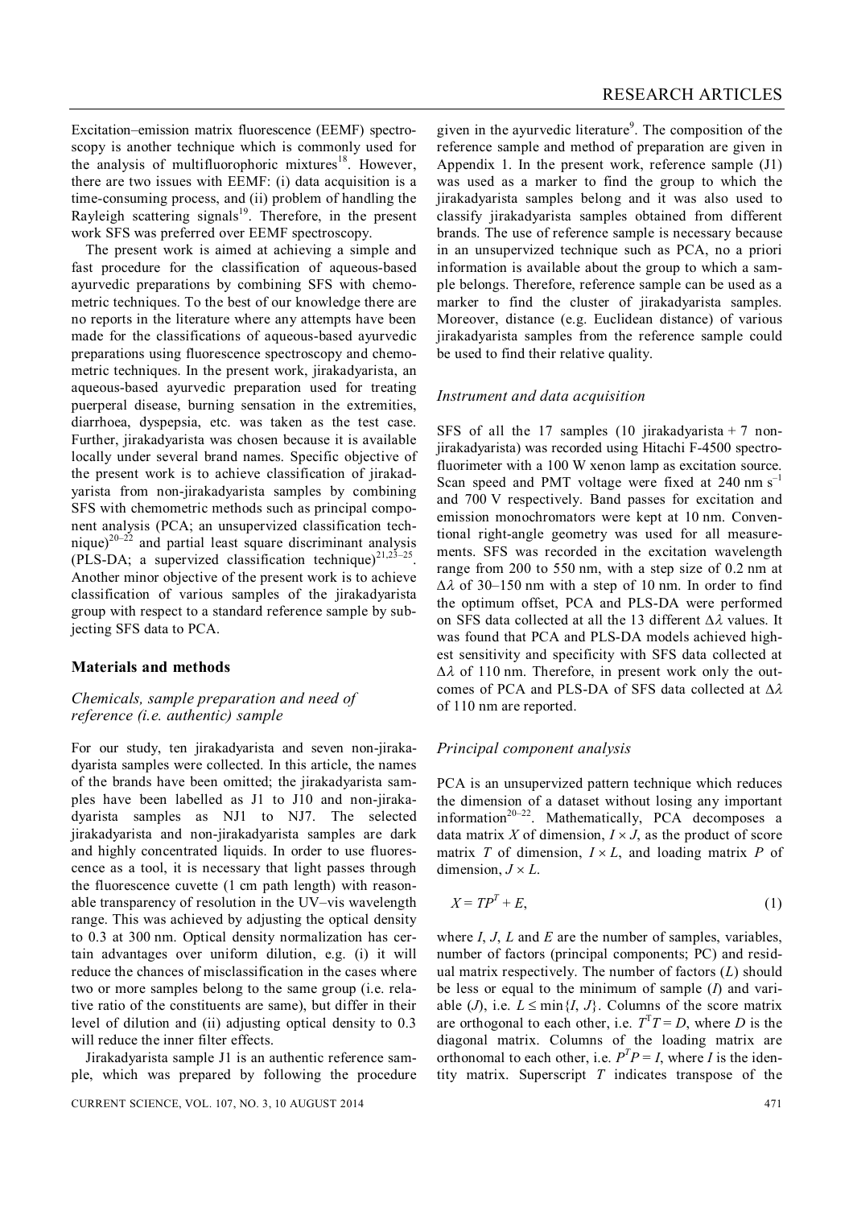Excitation–emission matrix fluorescence (EEMF) spectroscopy is another technique which is commonly used for the analysis of multifluorophoric mixtures[18]. However, there are two issues with EEMF: (i) data acquisition is a time-consuming process, and (ii) problem of handling the Rayleigh scattering signals[19]. Therefore, in the present work SFS was preferred over EEMF spectroscopy.

The present work is aimed at achieving a simple and fast procedure for the classification of aqueous-based ayurvedic preparations by combining SFS with chemometric techniques. To the best of our knowledge there are no reports in the literature where any attempts have been made for the classifications of aqueous-based ayurvedic preparations using fluorescence spectroscopy and chemometric techniques. In the present work, jirakadyarista, an aqueous-based ayurvedic preparation used for treating puerperal disease, burning sensation in the extremities, diarrhoea, dyspepsia, etc. was taken as the test case. Further, jirakadyarista was chosen because it is available locally under several brand names. Specific objective of the present work is to achieve classification of jirakadyarista from non-jirakadyarista samples by combining SFS with chemometric methods such as principal component analysis (PCA; an unsupervized classification technique)[20–22] and partial least square discriminant analysis (PLS-DA; a supervized classification technique)[21,23–25]. Another minor objective of the present work is to achieve classification of various samples of the jirakadyarista group with respect to a standard reference sample by subjecting SFS data to PCA.

## Materials and methods

### *Chemicals, sample preparation and need of reference (i.e. authentic) sample*

For our study, ten jirakadyarista and seven non-jirakadyarista samples were collected. In this article, the names of the brands have been omitted; the jirakadyarista samples have been labelled as J1 to J10 and non-jirakadyarista samples as NJ1 to NJ7. The selected jirakadyarista and non-jirakadyarista samples are dark and highly concentrated liquids. In order to use fluorescence as a tool, it is necessary that light passes through the fluorescence cuvette (1 cm path length) with reasonable transparency of resolution in the UV–vis wavelength range. This was achieved by adjusting the optical density to 0.3 at 300 nm. Optical density normalization has certain advantages over uniform dilution, e.g. (i) it will reduce the chances of misclassification in the cases where two or more samples belong to the same group (i.e. relative ratio of the constituents are same), but differ in their level of dilution and (ii) adjusting optical density to 0.3 will reduce the inner filter effects.

Jirakadyarista sample J1 is an authentic reference sample, which was prepared by following the procedure given in the ayurvedic literature[9]. The composition of the reference sample and method of preparation are given in Appendix 1. In the present work, reference sample (J1) was used as a marker to find the group to which the jirakadyarista samples belong and it was also used to classify jirakadyarista samples obtained from different brands. The use of reference sample is necessary because in an unsupervized technique such as PCA, no a priori information is available about the group to which a sample belongs. Therefore, reference sample can be used as a marker to find the cluster of jirakadyarista samples. Moreover, distance (e.g. Euclidean distance) of various jirakadyarista samples from the reference sample could be used to find their relative quality.

### *Instrument and data acquisition*

SFS of all the 17 samples (10 jirakadyarista + 7 non-jirakadyarista) was recorded using Hitachi F-4500 spectrofluorimeter with a 100 W xenon lamp as excitation source. Scan speed and PMT voltage were fixed at 240 nm $s^{-1}$ and 700 V respectively. Band passes for excitation and emission monochromators were kept at 10 nm. Conventional right-angle geometry was used for all measurements. SFS was recorded in the excitation wavelength range from 200 to 550 nm, with a step size of 0.2 nm at $\Delta\lambda$ of 30–150 nm with a step of 10 nm. In order to find the optimum offset, PCA and PLS-DA were performed on SFS data collected at all the 13 different $\Delta\lambda$ values. It was found that PCA and PLS-DA models achieved highest sensitivity and specificity with SFS data collected at $\Delta\lambda$ of 110 nm. Therefore, in present work only the outcomes of PCA and PLS-DA of SFS data collected at $\Delta\lambda$ of 110 nm are reported.

### *Principal component analysis*

PCA is an unsupervized pattern technique which reduces the dimension of a dataset without losing any important information[20–22]. Mathematically, PCA decomposes a data matrix $X$ of dimension, $I \times J$, as the product of score matrix $T$ of dimension, $I \times L$, and loading matrix $P$ of dimension, $J \times L$.

$$X = TP^T + E, \tag{1}$$

where $I$, $J$, $L$ and $E$ are the number of samples, variables, number of factors (principal components; PC) and residual matrix respectively. The number of factors ($L$) should be less or equal to the minimum of sample ($I$) and variable ($J$), i.e. $L \leq \min\{I, J\}$. Columns of the score matrix are orthogonal to each other, i.e. $T^T T = D$, where $D$ is the diagonal matrix. Columns of the loading matrix are orthonomal to each other, i.e. $P^T P = I$, where $I$ is the identity matrix. Superscript $T$ indicates transpose of the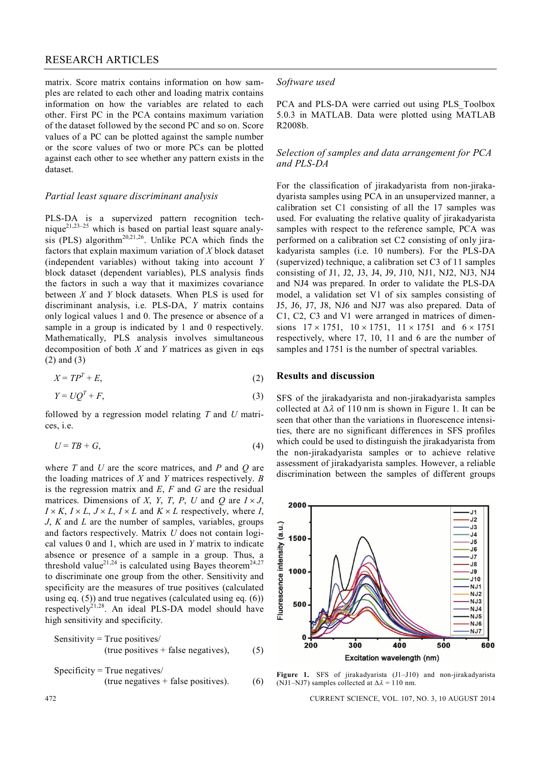matrix. Score matrix contains information on how samples are related to each other and loading matrix contains information on how the variables are related to each other. First PC in the PCA contains maximum variation of the dataset followed by the second PC and so on. Score values of a PC can be plotted against the sample number or the score values of two or more PCs can be plotted against each other to see whether any pattern exists in the dataset.

### *Partial least square discriminant analysis*

PLS-DA is a supervised pattern recognition technique[21,23–25] which is based on partial least square analysis (PLS) algorithm[20,21,26]. Unlike PCA which finds the factors that explain maximum variation of *X* block dataset (independent variables) without taking into account *Y* block dataset (dependent variables), PLS analysis finds the factors in such a way that it maximizes covariance between *X* and *Y* block datasets. When PLS is used for discriminant analysis, i.e. PLS-DA, *Y* matrix contains only logical values 1 and 0. The presence or absence of a sample in a group is indicated by 1 and 0 respectively. Mathematically, PLS analysis involves simultaneous decomposition of both *X* and *Y* matrices as given in eqs (2) and (3)

$$X = TP^T + E, \tag{2}$$

$$Y = UQ^T + F, \tag{3}$$

followed by a regression model relating *T* and *U* matrices, i.e.

$$U = TB + G, \tag{4}$$

where *T* and *U* are the score matrices, and *P* and *Q* are the loading matrices of *X* and *Y* matrices respectively. *B* is the regression matrix and *E*, *F* and *G* are the residual matrices. Dimensions of *X*, *Y*, *T*, *P*, *U* and *Q* are $I \times J$, $I \times K$, $I \times L$, $J \times L$, $I \times L$ and $K \times L$ respectively, where *I*, *J*, *K* and *L* are the number of samples, variables, groups and factors respectively. Matrix *U* does not contain logical values 0 and 1, which are used in *Y* matrix to indicate absence or presence of a sample in a group. Thus, a threshold value[21,24] is calculated using Bayes theorem[24,27] to discriminate one group from the other. Sensitivity and specificity are the measures of true positives (calculated using eq. (5)) and true negatives (calculated using eq. (6)) respectively[21,28]. An ideal PLS-DA model should have high sensitivity and specificity.

$$\text{Sensitivity} = \text{True positives}/(\text{true positives} + \text{false negatives}), \tag{5}$$

$$\text{Specificity} = \text{True negatives}/(\text{true negatives} + \text{false positives}). \tag{6}$$

### *Software used*

PCA and PLS-DA were carried out using PLS_Toolbox 5.0.3 in MATLAB. Data were plotted using MATLAB R2008b.

### *Selection of samples and data arrangement for PCA and PLS-DA*

For the classification of jirakadyarista from non-jirakadyarista samples using PCA in an unsupervised manner, a calibration set C1 consisting of all the 17 samples was used. For evaluating the relative quality of jirakadyarista samples with respect to the reference sample, PCA was performed on a calibration set C2 consisting of only jirakadyarista samples (i.e. 10 numbers). For the PLS-DA (supervised) technique, a calibration set C3 of 11 samples consisting of J1, J2, J3, J4, J9, J10, NJ1, NJ2, NJ3, NJ4 and NJ4 was prepared. In order to validate the PLS-DA model, a validation set V1 of six samples consisting of J5, J6, J7, J8, NJ6 and NJ7 was also prepared. Data of C1, C2, C3 and V1 were arranged in matrices of dimensions $17 \times 1751$, $10 \times 1751$, $11 \times 1751$ and $6 \times 1751$ respectively, where 17, 10, 11 and 6 are the number of samples and 1751 is the number of spectral variables.

## Results and discussion

SFS of the jirakadyarista and non-jirakadyarista samples collected at $\Delta\lambda$ of 110 nm is shown in Figure 1. It can be seen that other than the variations in fluorescence intensities, there are no significant differences in SFS profiles which could be used to distinguish the jirakadyarista from the non-jirakadyarista samples or to achieve relative assessment of jirakadyarista samples. However, a reliable discrimination between the samples of different groups

**Figure 1.** SFS of jirakadyarista (J1–J10) and non-jirakadyarista (NJ1–NJ7) samples collected at $\Delta\lambda = 110$ nm.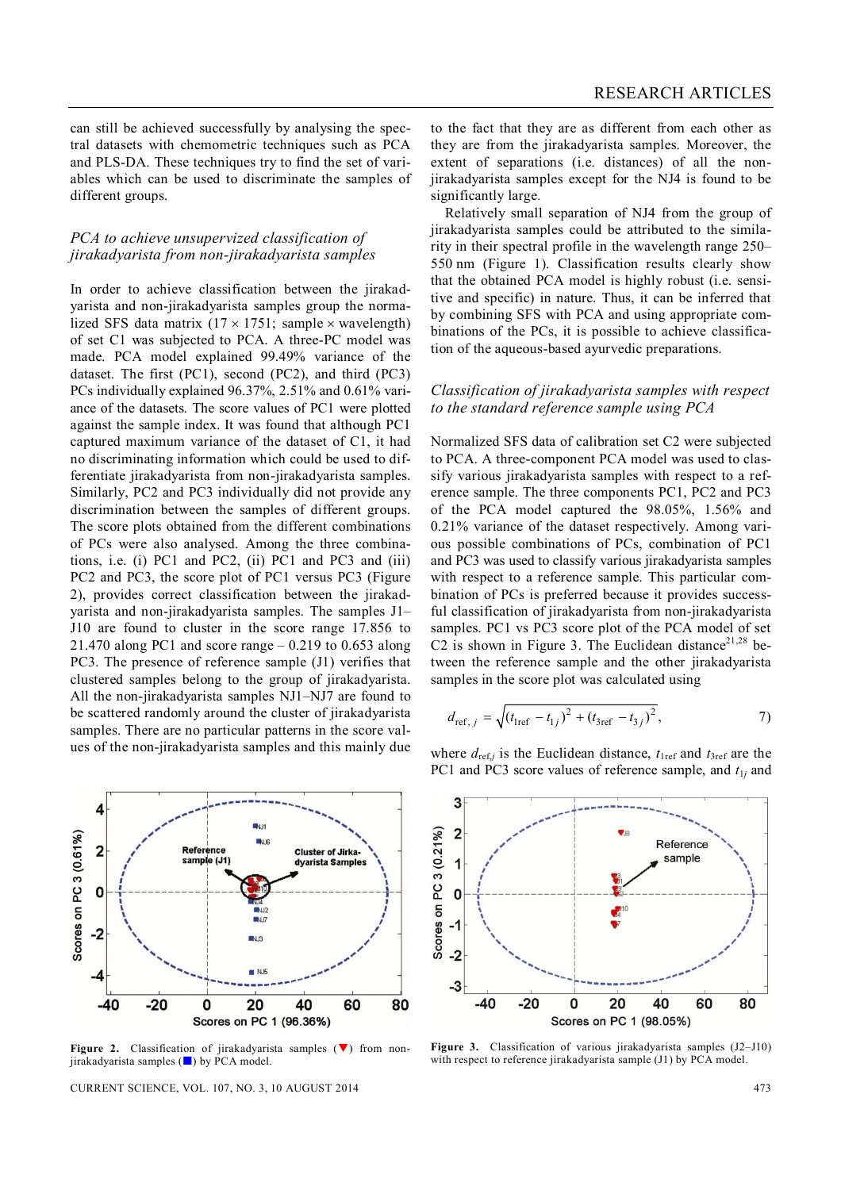can still be achieved successfully by analysing the spectral datasets with chemometric techniques such as PCA and PLS-DA. These techniques try to find the set of variables which can be used to discriminate the samples of different groups.

### *PCA to achieve unsupervized classification of jirakadyarista from non-jirakadyarista samples*

In order to achieve classification between the jirakadyarista and non-jirakadyarista samples group the normalized SFS data matrix (17 × 1751; sample × wavelength) of set C1 was subjected to PCA. A three-PC model was made. PCA model explained 99.49% variance of the dataset. The first (PC1), second (PC2), and third (PC3) PCs individually explained 96.37%, 2.51% and 0.61% variance of the datasets. The score values of PC1 were plotted against the sample index. It was found that although PC1 captured maximum variance of the dataset of C1, it had no discriminating information which could be used to differentiate jirakadyarista from non-jirakadyarista samples. Similarly, PC2 and PC3 individually did not provide any discrimination between the samples of different groups. The score plots obtained from the different combinations of PCs were also analysed. Among the three combinations, i.e. (i) PC1 and PC2, (ii) PC1 and PC3 and (iii) PC2 and PC3, the score plot of PC1 versus PC3 (Figure 2), provides correct classification between the jirakadyarista and non-jirakadyarista samples. The samples J1–J10 are found to cluster in the score range 17.856 to 21.470 along PC1 and score range – 0.219 to 0.653 along PC3. The presence of reference sample (J1) verifies that clustered samples belong to the group of jirakadyarista. All the non-jirakadyarista samples NJ1–NJ7 are found to be scattered randomly around the cluster of jirakadyarista samples. There are no particular patterns in the score values of the non-jirakadyarista samples and this mainly due to the fact that they are as different from each other as they are from the jirakadyarista samples. Moreover, the extent of separations (i.e. distances) of all the non-jirakadyarista samples except for the NJ4 is found to be significantly large.

Relatively small separation of NJ4 from the group of jirakadyarista samples could be attributed to the similarity in their spectral profile in the wavelength range 250–550 nm (Figure 1). Classification results clearly show that the obtained PCA model is highly robust (i.e. sensitive and specific) in nature. Thus, it can be inferred that by combining SFS with PCA and using appropriate combinations of the PCs, it is possible to achieve classification of the aqueous-based ayurvedic preparations.

### *Classification of jirakadyarista samples with respect to the standard reference sample using PCA*

Normalized SFS data of calibration set C2 were subjected to PCA. A three-component PCA model was used to classify various jirakadyarista samples with respect to a reference sample. The three components PC1, PC2 and PC3 of the PCA model captured the 98.05%, 1.56% and 0.21% variance of the dataset respectively. Among various possible combinations of PCs, combination of PC1 and PC3 was used to classify various jirakadyarista samples with respect to a reference sample. This particular combination of PCs is preferred because it provides successful classification of jirakadyarista from non-jirakadyarista samples. PC1 vs PC3 score plot of the PCA model of set C2 is shown in Figure 3. The Euclidean distance[21,28] between the reference sample and the other jirakadyarista samples in the score plot was calculated using

$$d_{\mathrm{ref},\,j} = \sqrt{(t_{1\mathrm{ref}} - t_{1j})^2 + (t_{3\mathrm{ref}} - t_{3j})^2}, \qquad 7)$$

where $d_{\mathrm{ref},j}$ is the Euclidean distance, $t_{1\mathrm{ref}}$ and $t_{3\mathrm{ref}}$ are the PC1 and PC3 score values of reference sample, and $t_{1j}$ and

**Figure 2.** Classification of jirakadyarista samples (▼) from non-jirakadyarista samples (■) by PCA model.

**Figure 3.** Classification of various jirakadyarista samples (J2–J10) with respect to reference jirakadyarista sample (J1) by PCA model.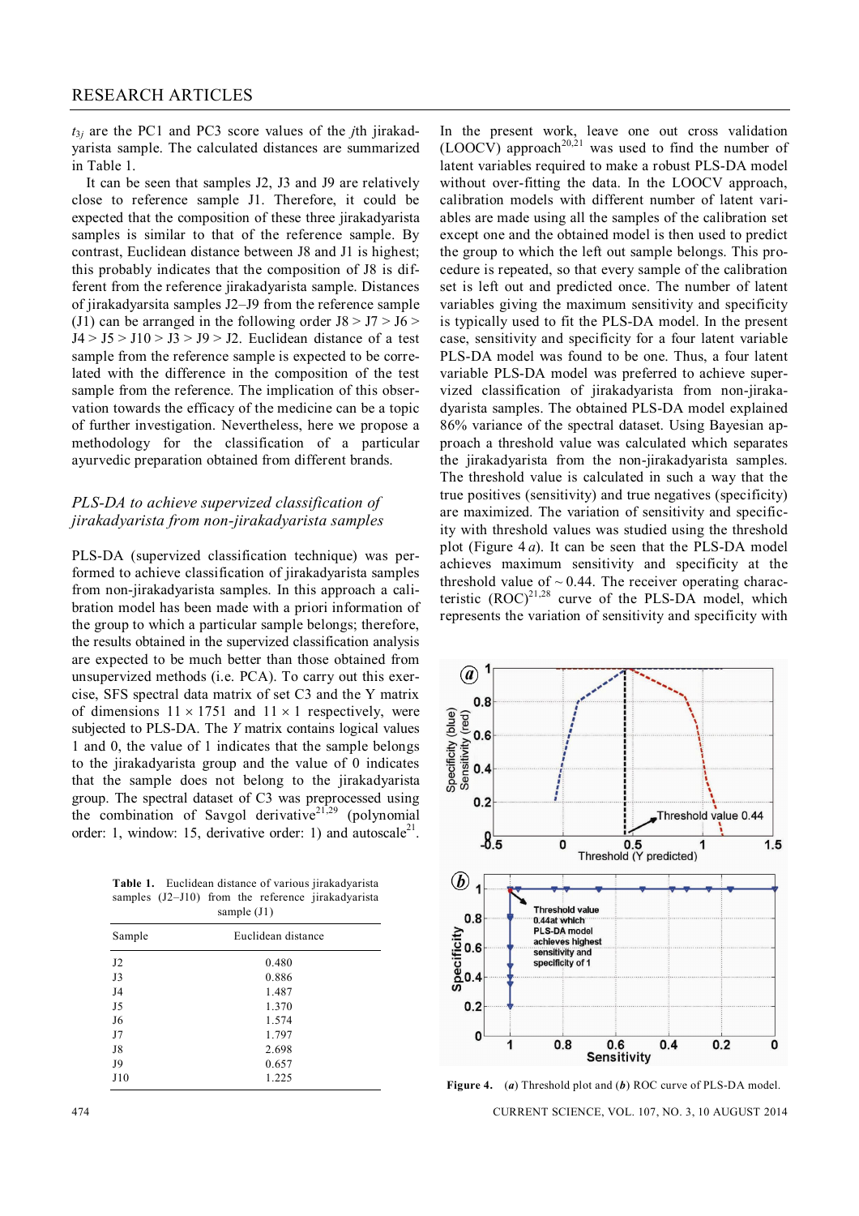$t_{3j}$ are the PC1 and PC3 score values of the $j$th jirakadyarista sample. The calculated distances are summarized in Table 1.

It can be seen that samples J2, J3 and J9 are relatively close to reference sample J1. Therefore, it could be expected that the composition of these three jirakadyarista samples is similar to that of the reference sample. By contrast, Euclidean distance between J8 and J1 is highest; this probably indicates that the composition of J8 is different from the reference jirakadyarista sample. Distances of jirakadyarsita samples J2–J9 from the reference sample (J1) can be arranged in the following order J8 > J7 > J6 > J4 > J5 > J10 > J3 > J9 > J2. Euclidean distance of a test sample from the reference sample is expected to be correlated with the difference in the composition of the test sample from the reference. The implication of this observation towards the efficacy of the medicine can be a topic of further investigation. Nevertheless, here we propose a methodology for the classification of a particular ayurvedic preparation obtained from different brands.

Table 1. Euclidean distance of various jirakadyarista samples (J2–J10) from the reference jirakadyarista sample (J1)

| Sample | Euclidean distance |
|---|---|
| J2 | 0.480 |
| J3 | 0.886 |
| J4 | 1.487 |
| J5 | 1.370 |
| J6 | 1.574 |
| J7 | 1.797 |
| J8 | 2.698 |
| J9 | 0.657 |
| J10 | 1.225 |

### *PLS-DA to achieve supervized classification of jirakadyarista from non-jirakadyarista samples*

PLS-DA (supervized classification technique) was performed to achieve classification of jirakadyarista samples from non-jirakadyarista samples. In this approach a calibration model has been made with a priori information of the group to which a particular sample belongs; therefore, the results obtained in the supervized classification analysis are expected to be much better than those obtained from unsupervized methods (i.e. PCA). To carry out this exercise, SFS spectral data matrix of set C3 and the Y matrix of dimensions $11 \times 1751$ and $11 \times 1$ respectively, were subjected to PLS-DA. The $Y$ matrix contains logical values 1 and 0, the value of 1 indicates that the sample belongs to the jirakadyarista group and the value of 0 indicates that the sample does not belong to the jirakadyarista group. The spectral dataset of C3 was preprocessed using the combination of Savgol derivative[21,29] (polynomial order: 1, window: 15, derivative order: 1) and autoscale[21].

In the present work, leave one out cross validation (LOOCV) approach[20,21] was used to find the number of latent variables required to make a robust PLS-DA model without over-fitting the data. In the LOOCV approach, calibration models with different number of latent variables are made using all the samples of the calibration set except one and the obtained model is then used to predict the group to which the left out sample belongs. This procedure is repeated, so that every sample of the calibration set is left out and predicted once. The number of latent variables giving the maximum sensitivity and specificity is typically used to fit the PLS-DA model. In the present case, sensitivity and specificity for a four latent variable PLS-DA model was found to be one. Thus, a four latent variable PLS-DA model was preferred to achieve supervized classification of jirakadyarista from non-jirakadyarista samples. The obtained PLS-DA model explained 86% variance of the spectral dataset. Using Bayesian approach a threshold value was calculated which separates the jirakadyarista from non-jirakadyarista samples. The threshold value is calculated in such a way that the true positives (sensitivity) and true negatives (specificity) are maximized. The variation of sensitivity and specificity with threshold values was studied using the threshold plot (Figure 4 *a*). It can be seen that the PLS-DA model achieves maximum sensitivity and specificity at the threshold value of ~ 0.44. The receiver operating characteristic (ROC)[21,28] curve of the PLS-DA model, which represents the variation of sensitivity and specificity with

**Figure 4.** (***a***) Threshold plot and (***b***) ROC curve of PLS-DA model.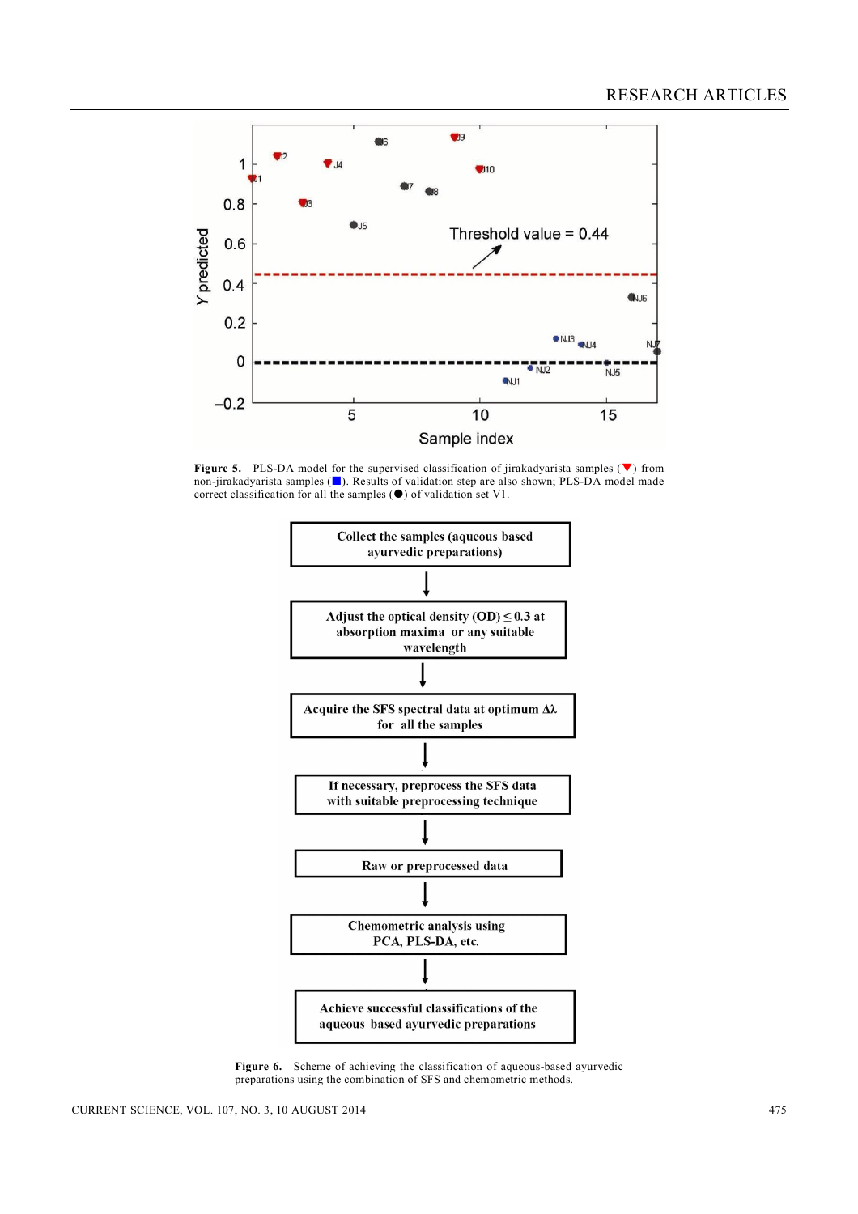**Figure 5.** PLS-DA model for the supervised classification of jirakadyarista samples (▼) from non-jirakadyarista samples (■). Results of validation step are also shown; PLS-DA model made correct classification for all the samples (●) of validation set V1.

Collect the samples (aqueous based ayurvedic preparations)

↓

Adjust the optical density (OD) ≤ 0.3 at absorption maxima or any suitable wavelength

↓

Acquire the SFS spectral data at optimum Δλ for all the samples

↓

If necessary, preprocess the SFS data with suitable preprocessing technique

↓

Raw or preprocessed data

↓

Chemometric analysis using PCA, PLS-DA, etc.

↓

Achieve successful classifications of the aqueous-based ayurvedic preparations

**Figure 6.** Scheme of achieving the classification of aqueous-based ayurvedic preparations using the combination of SFS and chemometric methods.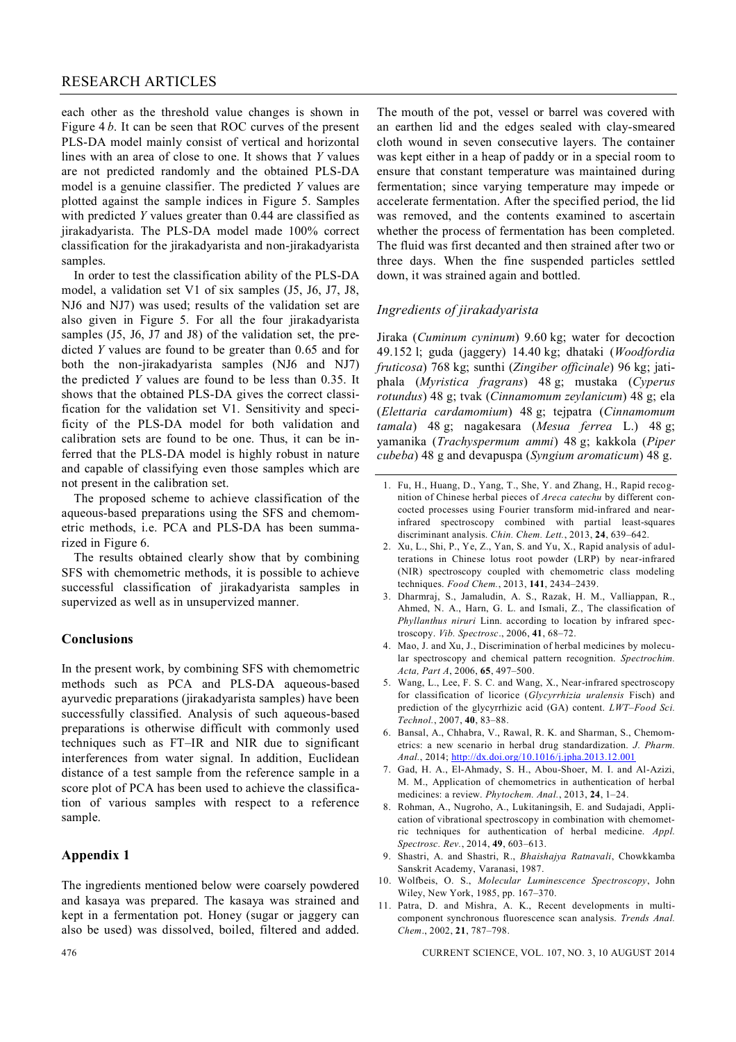each other as the threshold value changes is shown in Figure 4 *b*. It can be seen that ROC curves of the present PLS-DA model mainly consist of vertical and horizontal lines with an area of close to one. It shows that *Y* values are not predicted randomly and the obtained PLS-DA model is a genuine classifier. The predicted *Y* values are plotted against the sample indices in Figure 5. Samples with predicted *Y* values greater than 0.44 are classified as jirakadyarista. The PLS-DA model made 100% correct classification for the jirakadyarista and non-jirakadyarista samples.

In order to test the classification ability of the PLS-DA model, a validation set V1 of six samples (J5, J6, J7, J8, NJ6 and NJ7) was used; results of the validation set are also given in Figure 5. For all the four jirakadyarista samples (J5, J6, J7 and J8) of the validation set, the predicted *Y* values are found to be greater than 0.65 and for both the non-jirakadyarista samples (NJ6 and NJ7) the predicted *Y* values are found to be less than 0.35. It shows that the obtained PLS-DA gives the correct classification for the validation set V1. Sensitivity and specificity of the PLS-DA model for both validation and calibration sets are found to be one. Thus, it can be inferred that the PLS-DA model is highly robust in nature and capable of classifying even those samples which are not present in the calibration set.

The proposed scheme to achieve classification of the aqueous-based preparations using the SFS and chemometric methods, i.e. PCA and PLS-DA has been summarized in Figure 6.

The results obtained clearly show that by combining SFS with chemometric methods, it is possible to achieve successful classification of jirakadyarista samples in supervized as well as in unsupervized manner.

## Conclusions

In the present work, by combining SFS with chemometric methods such as PCA and PLS-DA aqueous-based ayurvedic preparations (jirakadyarista samples) have been successfully classified. Analysis of such aqueous-based preparations is otherwise difficult with commonly used techniques such as FT–IR and NIR due to significant interferences from water signal. In addition, Euclidean distance of a test sample from the reference sample in a score plot of PCA has been used to achieve the classification of various samples with respect to a reference sample.

## Appendix 1

The ingredients mentioned below were coarsely powdered and kasaya was prepared. The kasaya was strained and kept in a fermentation pot. Honey (sugar or jaggery can also be used) was dissolved, boiled, filtered and added. The mouth of the pot, vessel or barrel was covered with an earthen lid and the edges sealed with clay-smeared cloth wound in seven consecutive layers. The container was kept either in a heap of paddy or in a special room to ensure that constant temperature was maintained during fermentation; since varying temperature may impede or accelerate fermentation. After the specified period, the lid was removed, and the contents examined to ascertain whether the process of fermentation has been completed. The fluid was first decanted and then strained after two or three days. When the fine suspended particles settled down, it was strained again and bottled.

### *Ingredients of jirakadyarista*

Jiraka (*Cuminum cyninum*) 9.60 kg; water for decoction 49.152 l; guda (jaggery) 14.40 kg; dhataki (*Woodfordia fruticosa*) 768 kg; sunthi (*Zingiber officinale*) 96 kg; jatiphala (*Myristica fragrans*) 48 g; mustaka (*Cyperus rotundus*) 48 g; tvak (*Cinnamomum zeylanicum*) 48 g; ela (*Elettaria cardamomium*) 48 g; tejpatra (*Cinnamomum tamala*) 48 g; nagakesara (*Mesua ferrea* L.) 48 g; yamanika (*Trachyspermum ammi*) 48 g; kakkola (*Piper cubeba*) 48 g and devapuspa (*Syngium aromaticum*) 48 g.

1. Fu, H., Huang, D., Yang, T., She, Y. and Zhang, H., Rapid recognition of Chinese herbal pieces of *Areca catechu* by different concocted processes using Fourier transform mid-infrared and near-infrared spectroscopy combined with partial least-squares discriminant analysis. *Chin. Chem. Lett.*, 2013, **24**, 639–642.
2. Xu, L., Shi, P., Ye, Z., Yan, S. and Yu, X., Rapid analysis of adulterations in Chinese lotus root powder (LRP) by near-infrared (NIR) spectroscopy coupled with chemometric class modeling techniques. *Food Chem.*, 2013, **141**, 2434–2439.
3. Dharmraj, S., Jamaludin, A. S., Razak, H. M., Valliappan, R., Ahmed, N. A., Harn, G. L. and Ismali, Z., The classification of *Phyllanthus niruri* Linn. according to location by infrared spectroscopy. *Vib. Spectrosc.*, 2006, **41**, 68–72.
4. Mao, J. and Xu, J., Discrimination of herbal medicines by molecular spectroscopy and chemical pattern recognition. *Spectrochim. Acta, Part A*, 2006, **65**, 497–500.
5. Wang, L., Lee, F. S. C. and Wang, X., Near-infrared spectroscopy for classification of licorice (*Glycyrrhizia uralensis* Fisch) and prediction of the glycyrrhizic acid (GA) content. *LWT–Food Sci. Technol.*, 2007, **40**, 83–88.
6. Bansal, A., Chhabra, V., Rawal, R. K. and Sharman, S., Chemometrics: a new scenario in herbal drug standardization. *J. Pharm. Anal.*, 2014; http://dx.doi.org/10.1016/j.jpha.2013.12.001
7. Gad, H. A., El-Ahmady, S. H., Abou-Shoer, M. I. and Al-Azizi, M. M., Application of chemometrics in authentication of herbal medicines: a review. *Phytochem. Anal.*, 2013, **24**, 1–24.
8. Rohman, A., Nugroho, A., Lukitaningsih, E. and Sudajadi, Application of vibrational spectroscopy in combination with chemometric techniques for authentication of herbal medicine. *Appl. Spectrosc. Rev.*, 2014, **49**, 603–613.
9. Shastri, A. and Shastri, R., *Bhaishajya Ratnavali*, Chowkkamba Sanskrit Academy, Varanasi, 1987.
10. Wolfbeis, O. S., *Molecular Luminescence Spectroscopy*, John Wiley, New York, 1985, pp. 167–370.
11. Patra, D. and Mishra, A. K., Recent developments in multi-component synchronous fluorescence scan analysis. *Trends Anal. Chem.*, 2002, **21**, 787–798.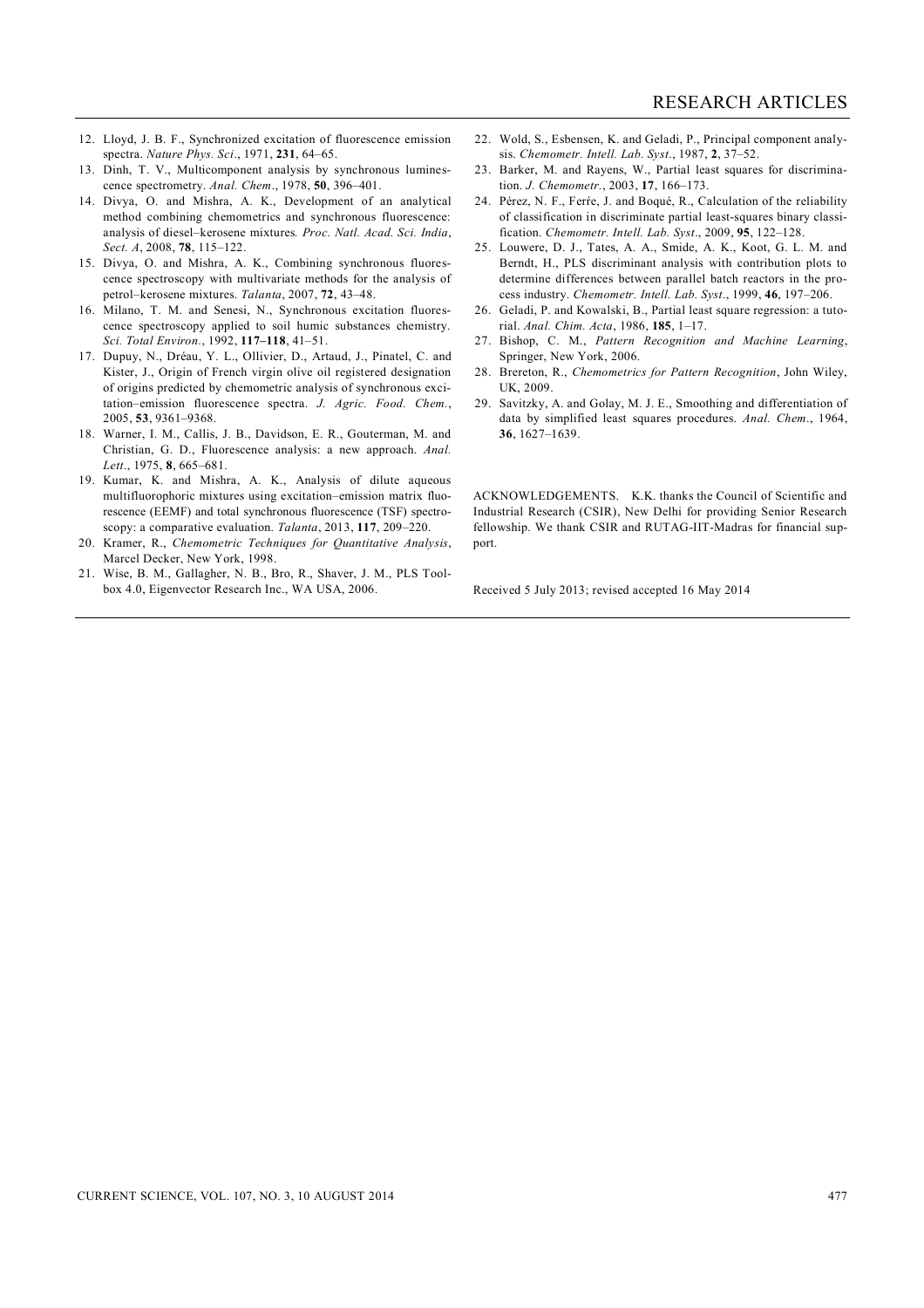12. Lloyd, J. B. F., Synchronized excitation of fluorescence emission spectra. *Nature Phys. Sci*., 1971, **231**, 64–65.
13. Dinh, T. V., Multicomponent analysis by synchronous luminescence spectrometry. *Anal. Chem*., 1978, **50**, 396–401.
14. Divya, O. and Mishra, A. K., Development of an analytical method combining chemometrics and synchronous fluorescence: analysis of diesel–kerosene mixtures. *Proc. Natl. Acad. Sci. India*, *Sect. A*, 2008, **78**, 115–122.
15. Divya, O. and Mishra, A. K., Combining synchronous fluorescence spectroscopy with multivariate methods for the analysis of petrol–kerosene mixtures. *Talanta*, 2007, **72**, 43–48.
16. Milano, T. M. and Senesi, N., Synchronous excitation fluorescence spectroscopy applied to soil humic substances chemistry. *Sci. Total Environ*., 1992, **117–118**, 41–51.
17. Dupuy, N., Dréau, Y. L., Ollivier, D., Artaud, J., Pinatel, C. and Kister, J., Origin of French virgin olive oil registered designation of origins predicted by chemometric analysis of synchronous excitation–emission fluorescence spectra. *J. Agric. Food. Chem*., 2005, **53**, 9361–9368.
18. Warner, I. M., Callis, J. B., Davidson, E. R., Gouterman, M. and Christian, G. D., Fluorescence analysis: a new approach. *Anal. Lett*., 1975, **8**, 665–681.
19. Kumar, K. and Mishra, A. K., Analysis of dilute aqueous multifluorophoric mixtures using excitation–emission matrix fluorescence (EEMF) and total synchronous fluorescence (TSF) spectroscopy: a comparative evaluation. *Talanta*, 2013, **117**, 209–220.
20. Kramer, R., *Chemometric Techniques for Quantitative Analysis*, Marcel Decker, New York, 1998.
21. Wise, B. M., Gallagher, N. B., Bro, R., Shaver, J. M., PLS Toolbox 4.0, Eigenvector Research Inc., WA USA, 2006.
22. Wold, S., Esbensen, K. and Geladi, P., Principal component analysis. *Chemometr. Intell. Lab. Syst*., 1987, **2**, 37–52.
23. Barker, M. and Rayens, W., Partial least squares for discrimination. *J. Chemometr.*, 2003, **17**, 166–173.
24. Pérez, N. F., Ferfe, J. and Boqué, R., Calculation of the reliability of classification in discriminate partial least-squares binary classification. *Chemometr. Intell. Lab. Syst*., 2009, **95**, 122–128.
25. Louwere, D. J., Tates, A. A., Smide, A. K., Koot, G. L. M. and Berndt, H., PLS discriminant analysis with contribution plots to determine differences between parallel batch reactors in the process industry. *Chemometr. Intell. Lab. Syst*., 1999, **46**, 197–206.
26. Geladi, P. and Kowalski, B., Partial least square regression: a tutorial. *Anal. Chim. Acta*, 1986, **185**, 1–17.
27. Bishop, C. M., *Pattern Recognition and Machine Learning*, Springer, New York, 2006.
28. Brereton, R., *Chemometrics for Pattern Recognition*, John Wiley, UK, 2009.
29. Savitzky, A. and Golay, M. J. E., Smoothing and differentiation of data by simplified least squares procedures. *Anal. Chem*., 1964, **36**, 1627–1639.

ACKNOWLEDGEMENTS. K.K. thanks the Council of Scientific and Industrial Research (CSIR), New Delhi for providing Senior Research fellowship. We thank CSIR and RUTAG-IIT-Madras for financial support.

Received 5 July 2013; revised accepted 16 May 2014